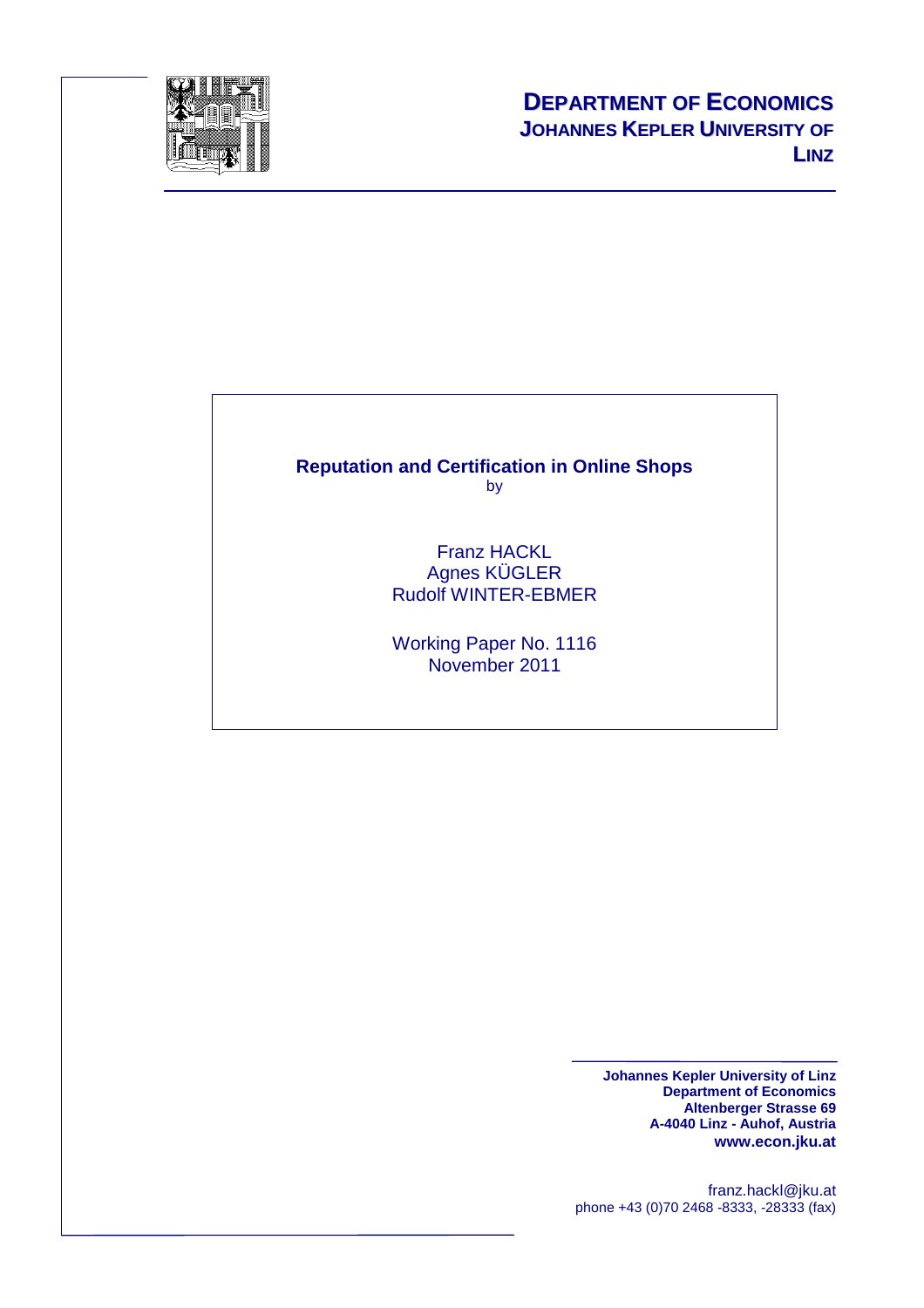**DEPARTMENT OF ECONOMICS**
**JOHANNES KEPLER UNIVERSITY OF LINZ**

# Reputation and Certification in Online Shops

by

Franz HACKL
Agnes KÜGLER
Rudolf WINTER-EBMER

Working Paper No. 1116
November 2011

**Johannes Kepler University of Linz**
**Department of Economics**
**Altenberger Strasse 69**
**A-4040 Linz - Auhof, Austria**
**www.econ.jku.at**

franz.hackl@jku.at
phone +43 (0)70 2468 -8333, -28333 (fax)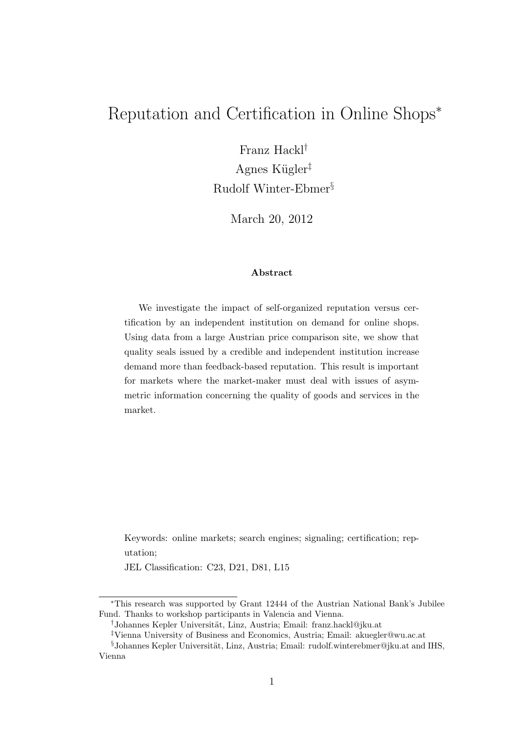# Reputation and Certification in Online Shops*

Franz Hackl[†]

Agnes Kügler[‡]

Rudolf Winter-Ebmer[§]

March 20, 2012

**Abstract**

We investigate the impact of self-organized reputation versus certification by an independent institution on demand for online shops. Using data from a large Austrian price comparison site, we show that quality seals issued by a credible and independent institution increase demand more than feedback-based reputation. This result is important for markets where the market-maker must deal with issues of asymmetric information concerning the quality of goods and services in the market.

Keywords: online markets; search engines; signaling; certification; reputation;

JEL Classification: C23, D21, D81, L15

---

*This research was supported by Grant 12444 of the Austrian National Bank's Jubilee Fund. Thanks to workshop participants in Valencia and Vienna.

[†]Johannes Kepler Universität, Linz, Austria; Email: franz.hackl@jku.at

[‡]Vienna University of Business and Economics, Austria; Email: akuegler@wu.ac.at

[§]Johannes Kepler Universität, Linz, Austria; Email: rudolf.winterebmer@jku.at and IHS, Vienna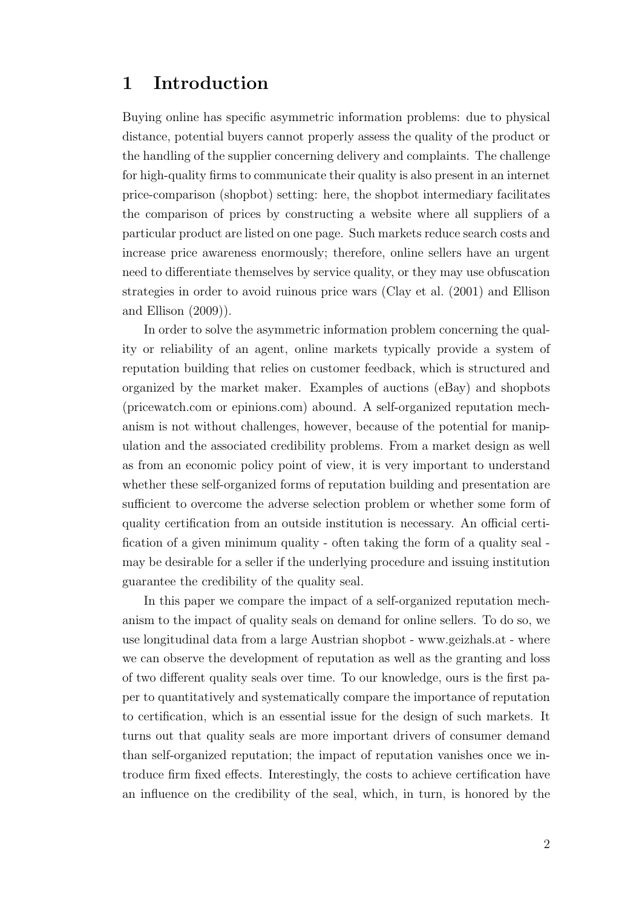# 1 Introduction

Buying online has specific asymmetric information problems: due to physical distance, potential buyers cannot properly assess the quality of the product or the handling of the supplier concerning delivery and complaints. The challenge for high-quality firms to communicate their quality is also present in an internet price-comparison (shopbot) setting: here, the shopbot intermediary facilitates the comparison of prices by constructing a website where all suppliers of a particular product are listed on one page. Such markets reduce search costs and increase price awareness enormously; therefore, online sellers have an urgent need to differentiate themselves by service quality, or they may use obfuscation strategies in order to avoid ruinous price wars (Clay et al. (2001) and Ellison and Ellison (2009)).

In order to solve the asymmetric information problem concerning the quality or reliability of an agent, online markets typically provide a system of reputation building that relies on customer feedback, which is structured and organized by the market maker. Examples of auctions (eBay) and shopbots (pricewatch.com or epinions.com) abound. A self-organized reputation mechanism is not without challenges, however, because of the potential for manipulation and the associated credibility problems. From a market design as well as from an economic policy point of view, it is very important to understand whether these self-organized forms of reputation building and presentation are sufficient to overcome the adverse selection problem or whether some form of quality certification from an outside institution is necessary. An official certification of a given minimum quality - often taking the form of a quality seal - may be desirable for a seller if the underlying procedure and issuing institution guarantee the credibility of the quality seal.

In this paper we compare the impact of a self-organized reputation mechanism to the impact of quality seals on demand for online sellers. To do so, we use longitudinal data from a large Austrian shopbot - www.geizhals.at - where we can observe the development of reputation as well as the granting and loss of two different quality seals over time. To our knowledge, ours is the first paper to quantitatively and systematically compare the importance of reputation to certification, which is an essential issue for the design of such markets. It turns out that quality seals are more important drivers of consumer demand than self-organized reputation; the impact of reputation vanishes once we introduce firm fixed effects. Interestingly, the costs to achieve certification have an influence on the credibility of the seal, which, in turn, is honored by the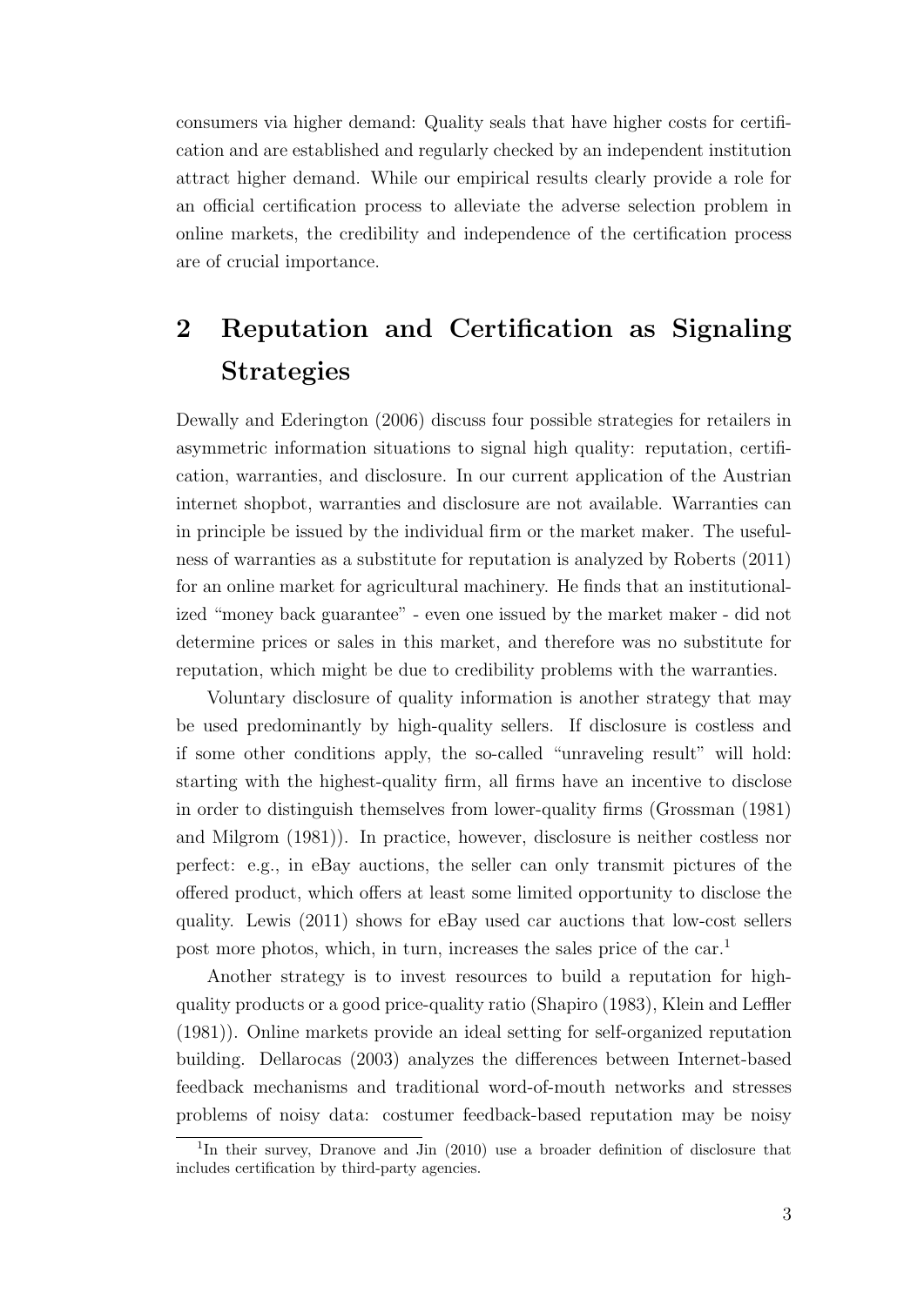consumers via higher demand: Quality seals that have higher costs for certification and are established and regularly checked by an independent institution attract higher demand. While our empirical results clearly provide a role for an official certification process to alleviate the adverse selection problem in online markets, the credibility and independence of the certification process are of crucial importance.

## 2 Reputation and Certification as Signaling Strategies

Dewally and Ederington (2006) discuss four possible strategies for retailers in asymmetric information situations to signal high quality: reputation, certification, warranties, and disclosure. In our current application of the Austrian internet shopbot, warranties and disclosure are not available. Warranties can in principle be issued by the individual firm or the market maker. The usefulness of warranties as a substitute for reputation is analyzed by Roberts (2011) for an online market for agricultural machinery. He finds that an institutionalized "money back guarantee" - even one issued by the market maker - did not determine prices or sales in this market, and therefore was no substitute for reputation, which might be due to credibility problems with the warranties.

Voluntary disclosure of quality information is another strategy that may be used predominantly by high-quality sellers. If disclosure is costless and if some other conditions apply, the so-called "unraveling result" will hold: starting with the highest-quality firm, all firms have an incentive to disclose in order to distinguish themselves from lower-quality firms (Grossman (1981) and Milgrom (1981)). In practice, however, disclosure is neither costless nor perfect: e.g., in eBay auctions, the seller can only transmit pictures of the offered product, which offers at least some limited opportunity to disclose the quality. Lewis (2011) shows for eBay used car auctions that low-cost sellers post more photos, which, in turn, increases the sales price of the car.[1]

Another strategy is to invest resources to build a reputation for high-quality products or a good price-quality ratio (Shapiro (1983), Klein and Leffler (1981)). Online markets provide an ideal setting for self-organized reputation building. Dellarocas (2003) analyzes the differences between Internet-based feedback mechanisms and traditional word-of-mouth networks and stresses problems of noisy data: costumer feedback-based reputation may be noisy

[1] In their survey, Dranove and Jin (2010) use a broader definition of disclosure that includes certification by third-party agencies.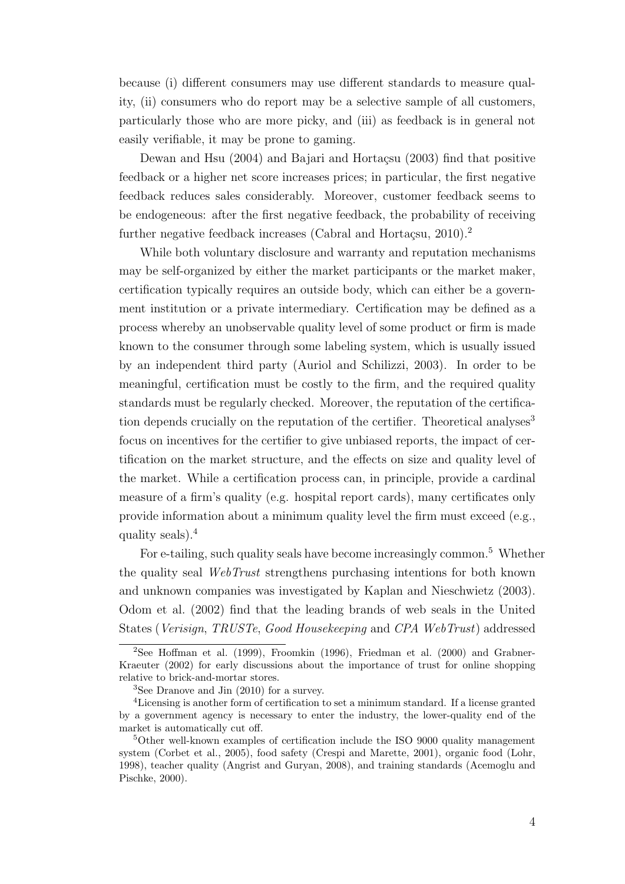because (i) different consumers may use different standards to measure quality, (ii) consumers who do report may be a selective sample of all customers, particularly those who are more picky, and (iii) as feedback is in general not easily verifiable, it may be prone to gaming.

Dewan and Hsu (2004) and Bajari and Hortaçsu (2003) find that positive feedback or a higher net score increases prices; in particular, the first negative feedback reduces sales considerably. Moreover, customer feedback seems to be endogeneous: after the first negative feedback, the probability of receiving further negative feedback increases (Cabral and Hortaçsu, 2010).[2]

While both voluntary disclosure and warranty and reputation mechanisms may be self-organized by either the market participants or the market maker, certification typically requires an outside body, which can either be a government institution or a private intermediary. Certification may be defined as a process whereby an unobservable quality level of some product or firm is made known to the consumer through some labeling system, which is usually issued by an independent third party (Auriol and Schilizzi, 2003). In order to be meaningful, certification must be costly to the firm, and the required quality standards must be regularly checked. Moreover, the reputation of the certification depends crucially on the reputation of the certifier. Theoretical analyses[3] focus on incentives for the certifier to give unbiased reports, the impact of certification on the market structure, and the effects on size and quality level of the market. While a certification process can, in principle, provide a cardinal measure of a firm's quality (e.g. hospital report cards), many certificates only provide information about a minimum quality level the firm must exceed (e.g., quality seals).[4]

For e-tailing, such quality seals have become increasingly common.[5] Whether the quality seal *WebTrust* strengthens purchasing intentions for both known and unknown companies was investigated by Kaplan and Nieschwietz (2003). Odom et al. (2002) find that the leading brands of web seals in the United States (*Verisign*, *TRUSTe*, *Good Housekeeping* and *CPA WebTrust*) addressed

---

[2]See Hoffman et al. (1999), Froomkin (1996), Friedman et al. (2000) and Grabner-Kraeuter (2002) for early discussions about the importance of trust for online shopping relative to brick-and-mortar stores.

[3]See Dranove and Jin (2010) for a survey.

[4]Licensing is another form of certification to set a minimum standard. If a license granted by a government agency is necessary to enter the industry, the lower-quality end of the market is automatically cut off.

[5]Other well-known examples of certification include the ISO 9000 quality management system (Corbet et al., 2005), food safety (Crespi and Marette, 2001), organic food (Lohr, 1998), teacher quality (Angrist and Guryan, 2008), and training standards (Acemoglu and Pischke, 2000).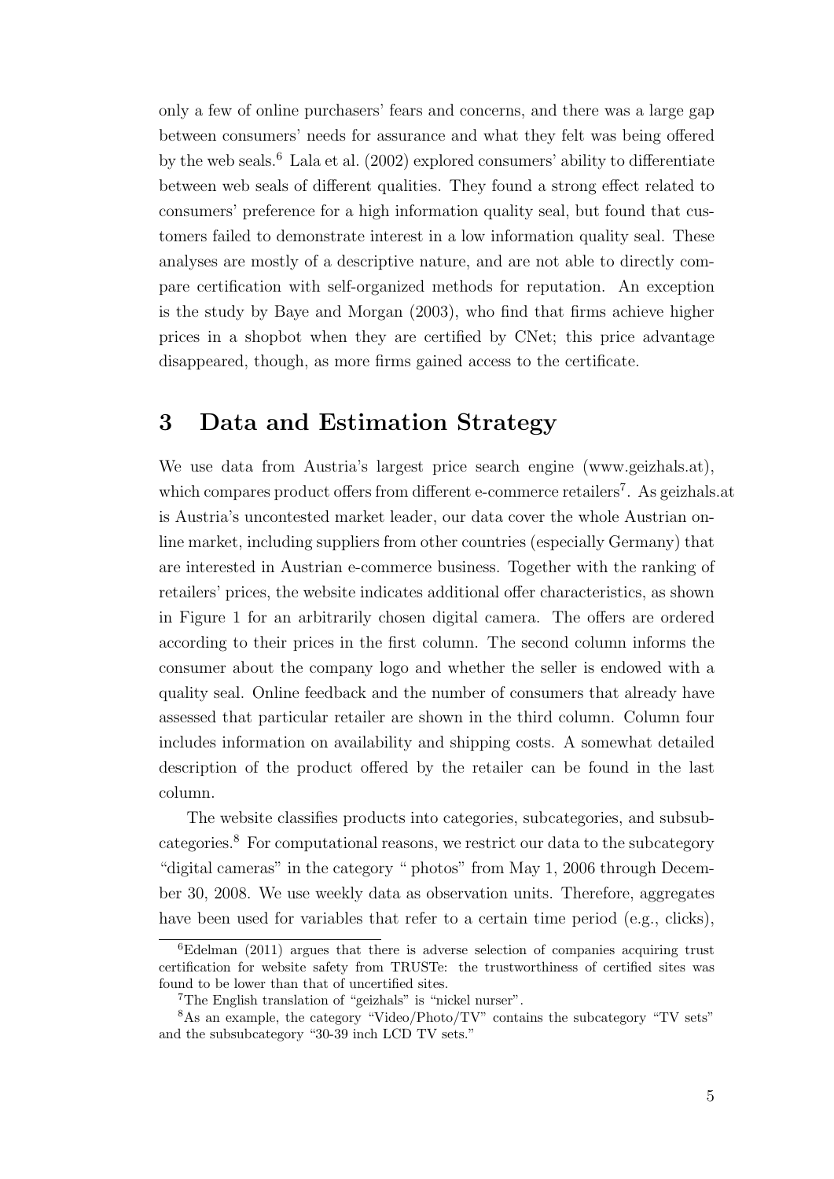only a few of online purchasers' fears and concerns, and there was a large gap between consumers' needs for assurance and what they felt was being offered by the web seals.[6] Lala et al. (2002) explored consumers' ability to differentiate between web seals of different qualities. They found a strong effect related to consumers' preference for a high information quality seal, but found that customers failed to demonstrate interest in a low information quality seal. These analyses are mostly of a descriptive nature, and are not able to directly compare certification with self-organized methods for reputation. An exception is the study by Baye and Morgan (2003), who find that firms achieve higher prices in a shopbot when they are certified by CNet; this price advantage disappeared, though, as more firms gained access to the certificate.

## 3 Data and Estimation Strategy

We use data from Austria's largest price search engine (www.geizhals.at), which compares product offers from different e-commerce retailers[7]. As geizhals.at is Austria's uncontested market leader, our data cover the whole Austrian online market, including suppliers from other countries (especially Germany) that are interested in Austrian e-commerce business. Together with the ranking of retailers' prices, the website indicates additional offer characteristics, as shown in Figure 1 for an arbitrarily chosen digital camera. The offers are ordered according to their prices in the first column. The second column informs the consumer about the company logo and whether the seller is endowed with a quality seal. Online feedback and the number of consumers that already have assessed that particular retailer are shown in the third column. Column four includes information on availability and shipping costs. A somewhat detailed description of the product offered by the retailer can be found in the last column.

The website classifies products into categories, subcategories, and subsubcategories.[8] For computational reasons, we restrict our data to the subcategory "digital cameras" in the category " photos" from May 1, 2006 through December 30, 2008. We use weekly data as observation units. Therefore, aggregates have been used for variables that refer to a certain time period (e.g., clicks),

[6] Edelman (2011) argues that there is adverse selection of companies acquiring trust certification for website safety from TRUSTe: the trustworthiness of certified sites was found to be lower than that of uncertified sites.

[7] The English translation of "geizhals" is "nickel nurser".

[8] As an example, the category "Video/Photo/TV" contains the subcategory "TV sets" and the subsubcategory "30-39 inch LCD TV sets."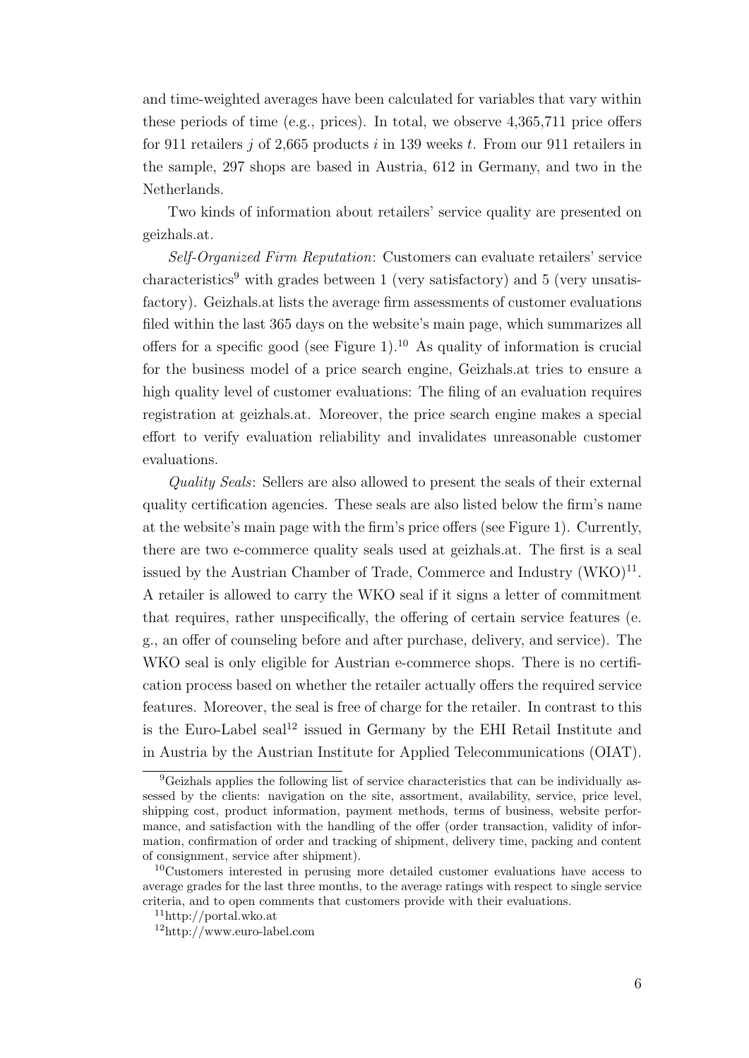and time-weighted averages have been calculated for variables that vary within these periods of time (e.g., prices). In total, we observe 4,365,711 price offers for 911 retailers $j$ of 2,665 products $i$ in 139 weeks $t$. From our 911 retailers in the sample, 297 shops are based in Austria, 612 in Germany, and two in the Netherlands.

Two kinds of information about retailers' service quality are presented on geizhals.at.

*Self-Organized Firm Reputation*: Customers can evaluate retailers' service characteristics[9] with grades between 1 (very satisfactory) and 5 (very unsatisfactory). Geizhals.at lists the average firm assessments of customer evaluations filed within the last 365 days on the website's main page, which summarizes all offers for a specific good (see Figure 1).[10] As quality of information is crucial for the business model of a price search engine, Geizhals.at tries to ensure a high quality level of customer evaluations: The filing of an evaluation requires registration at geizhals.at. Moreover, the price search engine makes a special effort to verify evaluation reliability and invalidates unreasonable customer evaluations.

*Quality Seals*: Sellers are also allowed to present the seals of their external quality certification agencies. These seals are also listed below the firm's name at the website's main page with the firm's price offers (see Figure 1). Currently, there are two e-commerce quality seals used at geizhals.at. The first is a seal issued by the Austrian Chamber of Trade, Commerce and Industry (WKO)[11]. A retailer is allowed to carry the WKO seal if it signs a letter of commitment that requires, rather unspecifically, the offering of certain service features (e. g., an offer of counseling before and after purchase, delivery, and service). The WKO seal is only eligible for Austrian e-commerce shops. There is no certification process based on whether the retailer actually offers the required service features. Moreover, the seal is free of charge for the retailer. In contrast to this is the Euro-Label seal[12] issued in Germany by the EHI Retail Institute and in Austria by the Austrian Institute for Applied Telecommunications (OIAT).

---

[9]Geizhals applies the following list of service characteristics that can be individually assessed by the clients: navigation on the site, assortment, availability, service, price level, shipping cost, product information, payment methods, terms of business, website performance, and satisfaction with the handling of the offer (order transaction, validity of information, confirmation of order and tracking of shipment, delivery time, packing and content of consignment, service after shipment).

[10]Customers interested in perusing more detailed customer evaluations have access to average grades for the last three months, to the average ratings with respect to single service criteria, and to open comments that customers provide with their evaluations.

[11]http://portal.wko.at

[12]http://www.euro-label.com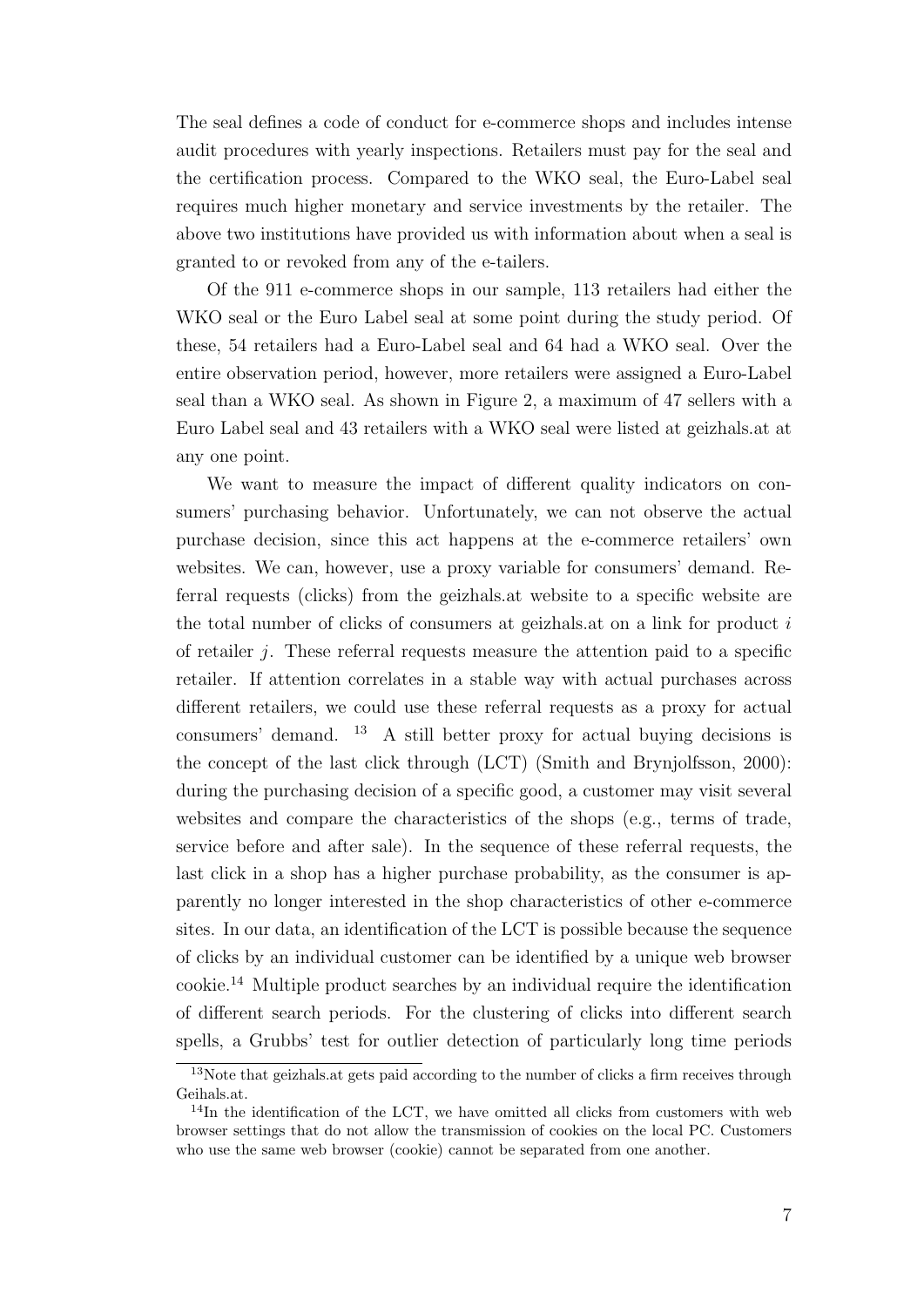The seal defines a code of conduct for e-commerce shops and includes intense audit procedures with yearly inspections. Retailers must pay for the seal and the certification process. Compared to the WKO seal, the Euro-Label seal requires much higher monetary and service investments by the retailer. The above two institutions have provided us with information about when a seal is granted to or revoked from any of the e-tailers.

Of the 911 e-commerce shops in our sample, 113 retailers had either the WKO seal or the Euro Label seal at some point during the study period. Of these, 54 retailers had a Euro-Label seal and 64 had a WKO seal. Over the entire observation period, however, more retailers were assigned a Euro-Label seal than a WKO seal. As shown in Figure 2, a maximum of 47 sellers with a Euro Label seal and 43 retailers with a WKO seal were listed at geizhals.at at any one point.

We want to measure the impact of different quality indicators on consumers' purchasing behavior. Unfortunately, we can not observe the actual purchase decision, since this act happens at the e-commerce retailers' own websites. We can, however, use a proxy variable for consumers' demand. Referral requests (clicks) from the geizhals.at website to a specific website are the total number of clicks of consumers at geizhals.at on a link for product $i$ of retailer $j$. These referral requests measure the attention paid to a specific retailer. If attention correlates in a stable way with actual purchases across different retailers, we could use these referral requests as a proxy for actual consumers' demand. [13] A still better proxy for actual buying decisions is the concept of the last click through (LCT) (Smith and Brynjolfsson, 2000): during the purchasing decision of a specific good, a customer may visit several websites and compare the characteristics of the shops (e.g., terms of trade, service before and after sale). In the sequence of these referral requests, the last click in a shop has a higher purchase probability, as the consumer is apparently no longer interested in the shop characteristics of other e-commerce sites. In our data, an identification of the LCT is possible because the sequence of clicks by an individual customer can be identified by a unique web browser cookie.[14] Multiple product searches by an individual require the identification of different search periods. For the clustering of clicks into different search spells, a Grubbs' test for outlier detection of particularly long time periods

[13] Note that geizhals.at gets paid according to the number of clicks a firm receives through Geihals.at.

[14] In the identification of the LCT, we have omitted all clicks from customers with web browser settings that do not allow the transmission of cookies on the local PC. Customers who use the same web browser (cookie) cannot be separated from one another.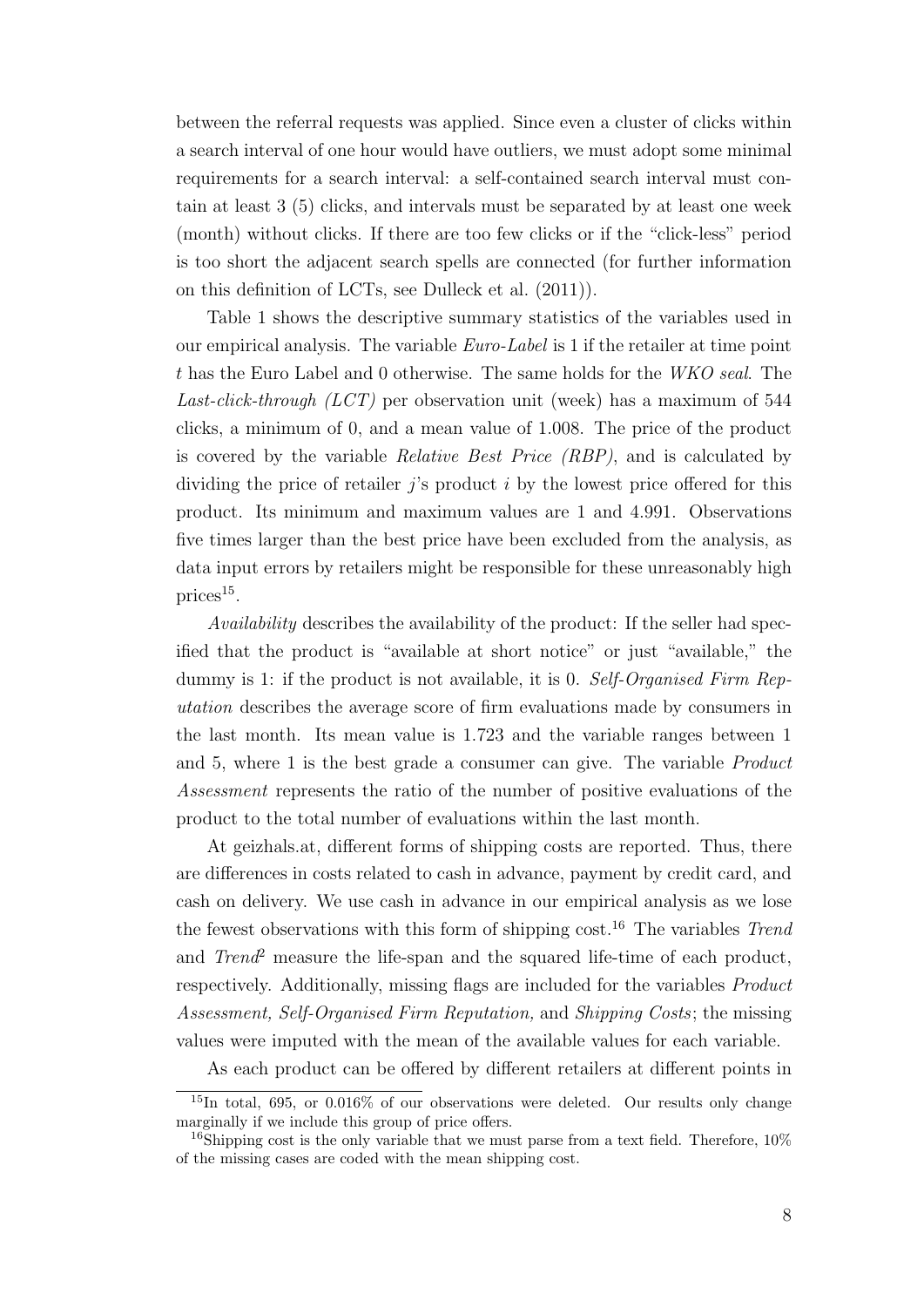between the referral requests was applied. Since even a cluster of clicks within a search interval of one hour would have outliers, we must adopt some minimal requirements for a search interval: a self-contained search interval must contain at least 3 (5) clicks, and intervals must be separated by at least one week (month) without clicks. If there are too few clicks or if the "click-less" period is too short the adjacent search spells are connected (for further information on this definition of LCTs, see Dulleck et al. (2011)).

Table 1 shows the descriptive summary statistics of the variables used in our empirical analysis. The variable *Euro-Label* is 1 if the retailer at time point $t$ has the Euro Label and 0 otherwise. The same holds for the *WKO seal*. The *Last-click-through (LCT)* per observation unit (week) has a maximum of 544 clicks, a minimum of 0, and a mean value of 1.008. The price of the product is covered by the variable *Relative Best Price (RBP)*, and is calculated by dividing the price of retailer $j$'s product $i$ by the lowest price offered for this product. Its minimum and maximum values are 1 and 4.991. Observations five times larger than the best price have been excluded from the analysis, as data input errors by retailers might be responsible for these unreasonably high prices[15].

*Availability* describes the availability of the product: If the seller had specified that the product is "available at short notice" or just "available," the dummy is 1: if the product is not available, it is 0. *Self-Organised Firm Reputation* describes the average score of firm evaluations made by consumers in the last month. Its mean value is 1.723 and the variable ranges between 1 and 5, where 1 is the best grade a consumer can give. The variable *Product Assessment* represents the ratio of the number of positive evaluations of the product to the total number of evaluations within the last month.

At geizhals.at, different forms of shipping costs are reported. Thus, there are differences in costs related to cash in advance, payment by credit card, and cash on delivery. We use cash in advance in our empirical analysis as we lose the fewest observations with this form of shipping cost.[16] The variables *Trend* and *Trend*$^2$ measure the life-span and the squared life-time of each product, respectively. Additionally, missing flags are included for the variables *Product Assessment, Self-Organised Firm Reputation,* and *Shipping Costs*; the missing values were imputed with the mean of the available values for each variable.

As each product can be offered by different retailers at different points in

[15] In total, 695, or 0.016% of our observations were deleted. Our results only change marginally if we include this group of price offers.

[16] Shipping cost is the only variable that we must parse from a text field. Therefore, 10% of the missing cases are coded with the mean shipping cost.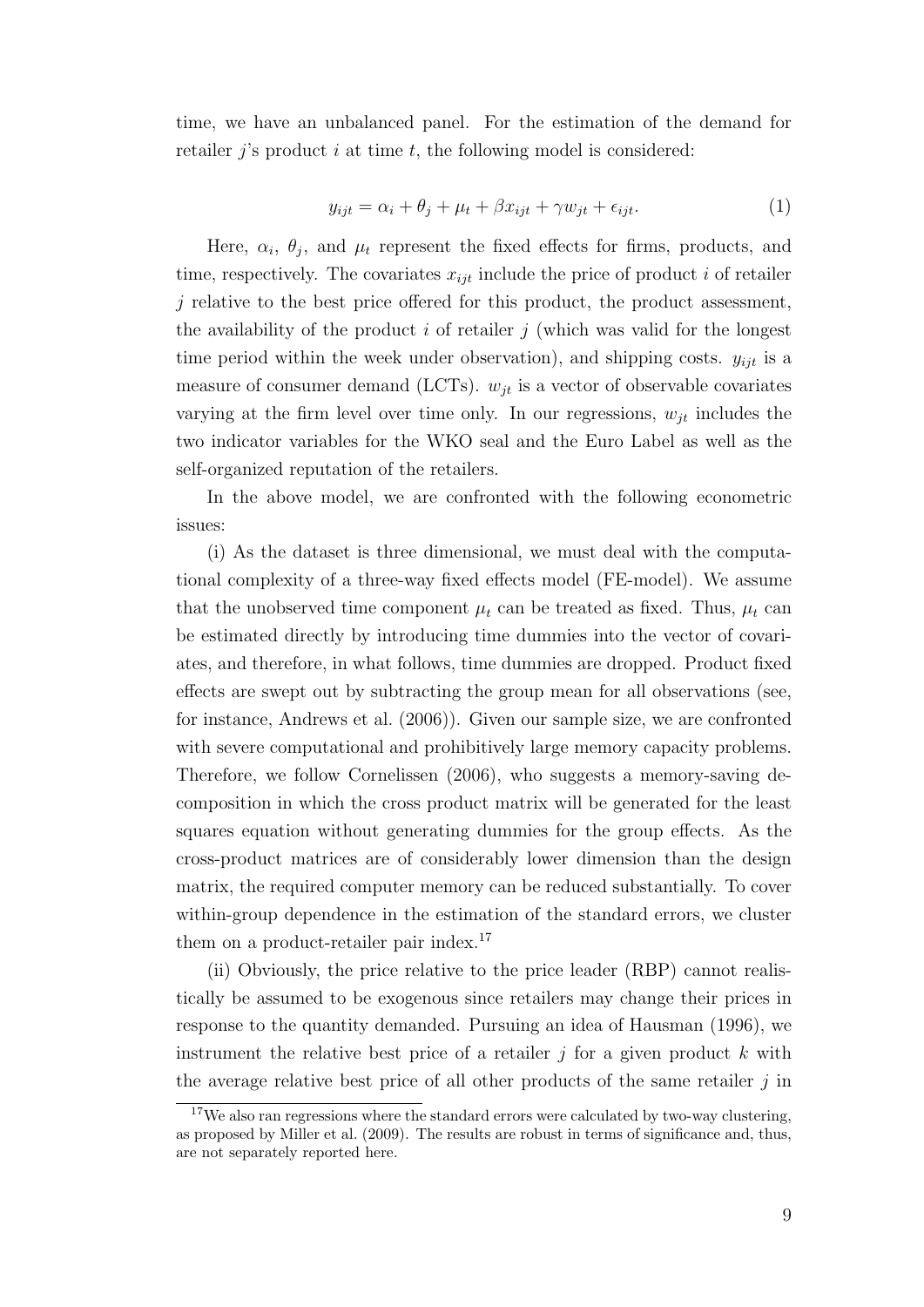time, we have an unbalanced panel. For the estimation of the demand for retailer $j$'s product $i$ at time $t$, the following model is considered:

$$y_{ijt} = \alpha_i + \theta_j + \mu_t + \beta x_{ijt} + \gamma w_{jt} + \epsilon_{ijt}. \tag{1}$$

Here, $\alpha_i$, $\theta_j$, and $\mu_t$ represent the fixed effects for firms, products, and time, respectively. The covariates $x_{ijt}$ include the price of product $i$ of retailer $j$ relative to the best price offered for this product, the product assessment, the availability of the product $i$ of retailer $j$ (which was valid for the longest time period within the week under observation), and shipping costs. $y_{ijt}$ is a measure of consumer demand (LCTs). $w_{jt}$ is a vector of observable covariates varying at the firm level over time only. In our regressions, $w_{jt}$ includes the two indicator variables for the WKO seal and the Euro Label as well as the self-organized reputation of the retailers.

In the above model, we are confronted with the following econometric issues:

(i) As the dataset is three dimensional, we must deal with the computational complexity of a three-way fixed effects model (FE-model). We assume that the unobserved time component $\mu_t$ can be treated as fixed. Thus, $\mu_t$ can be estimated directly by introducing time dummies into the vector of covariates, and therefore, in what follows, time dummies are dropped. Product fixed effects are swept out by subtracting the group mean for all observations (see, for instance, Andrews et al. (2006)). Given our sample size, we are confronted with severe computational and prohibitively large memory capacity problems. Therefore, we follow Cornelissen (2006), who suggests a memory-saving decomposition in which the cross product matrix will be generated for the least squares equation without generating dummies for the group effects. As the cross-product matrices are of considerably lower dimension than the design matrix, the required computer memory can be reduced substantially. To cover within-group dependence in the estimation of the standard errors, we cluster them on a product-retailer pair index.[17]

(ii) Obviously, the price relative to the price leader (RBP) cannot realistically be assumed to be exogenous since retailers may change their prices in response to the quantity demanded. Pursuing an idea of Hausman (1996), we instrument the relative best price of a retailer $j$ for a given product $k$ with the average relative best price of all other products of the same retailer $j$ in

[17] We also ran regressions where the standard errors were calculated by two-way clustering, as proposed by Miller et al. (2009). The results are robust in terms of significance and, thus, are not separately reported here.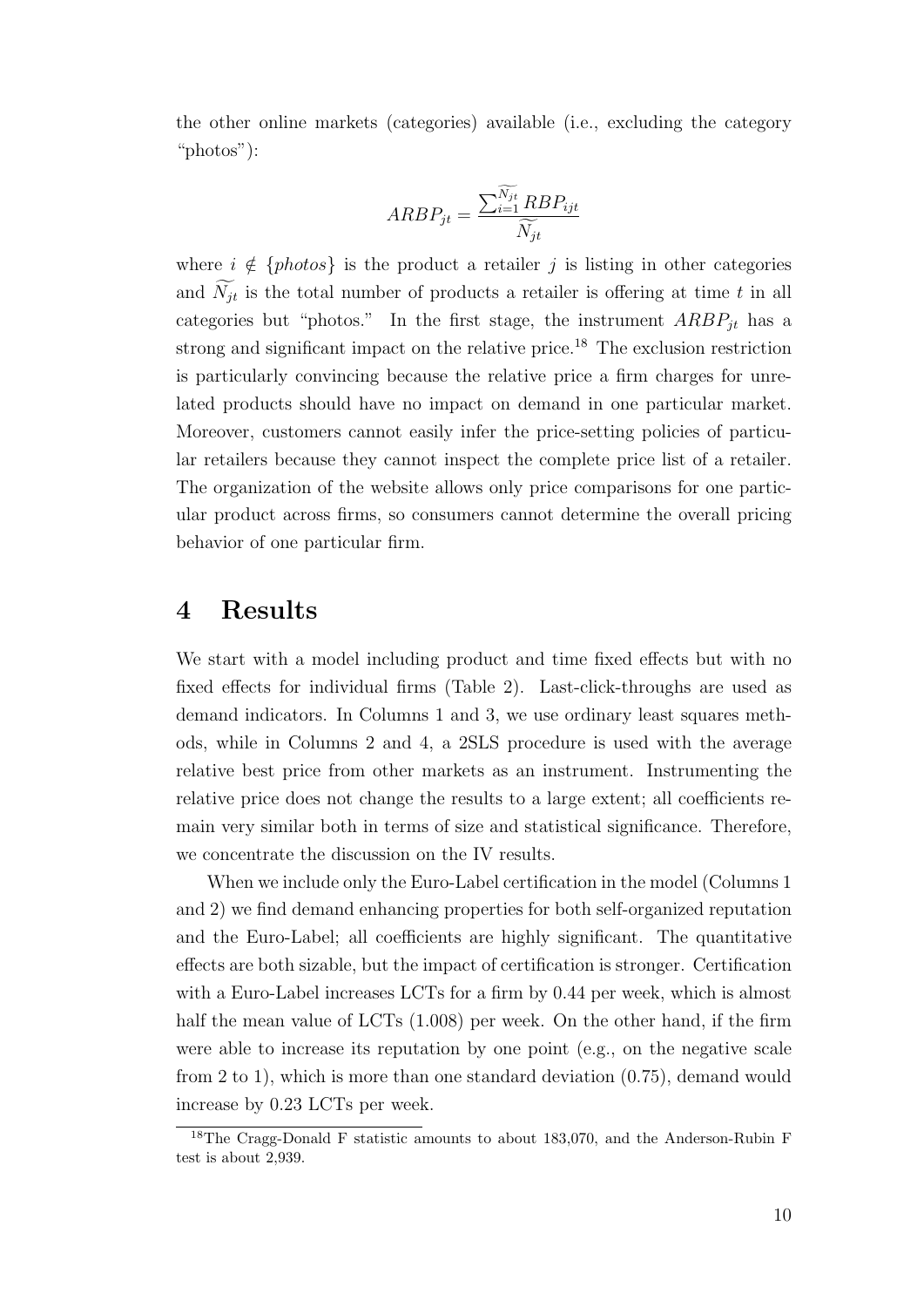the other online markets (categories) available (i.e., excluding the category "photos"):

$$ARBP_{jt} = \frac{\sum_{i=1}^{\widetilde{N_{jt}}} RBP_{ijt}}{\widetilde{N_{jt}}}$$

where $i \notin \{photos\}$ is the product a retailer $j$ is listing in other categories and $\widetilde{N_{jt}}$ is the total number of products a retailer is offering at time $t$ in all categories but "photos." In the first stage, the instrument $ARBP_{jt}$ has a strong and significant impact on the relative price.[18] The exclusion restriction is particularly convincing because the relative price a firm charges for unrelated products should have no impact on demand in one particular market. Moreover, customers cannot easily infer the price-setting policies of particular retailers because they cannot inspect the complete price list of a retailer. The organization of the website allows only price comparisons for one particular product across firms, so consumers cannot determine the overall pricing behavior of one particular firm.

# 4 Results

We start with a model including product and time fixed effects but with no fixed effects for individual firms (Table 2). Last-click-throughs are used as demand indicators. In Columns 1 and 3, we use ordinary least squares methods, while in Columns 2 and 4, a 2SLS procedure is used with the average relative best price from other markets as an instrument. Instrumenting the relative price does not change the results to a large extent; all coefficients remain very similar both in terms of size and statistical significance. Therefore, we concentrate the discussion on the IV results.

When we include only the Euro-Label certification in the model (Columns 1 and 2) we find demand enhancing properties for both self-organized reputation and the Euro-Label; all coefficients are highly significant. The quantitative effects are both sizable, but the impact of certification is stronger. Certification with a Euro-Label increases LCTs for a firm by 0.44 per week, which is almost half the mean value of LCTs (1.008) per week. On the other hand, if the firm were able to increase its reputation by one point (e.g., on the negative scale from 2 to 1), which is more than one standard deviation (0.75), demand would increase by 0.23 LCTs per week.

[18] The Cragg-Donald F statistic amounts to about 183,070, and the Anderson-Rubin F test is about 2,939.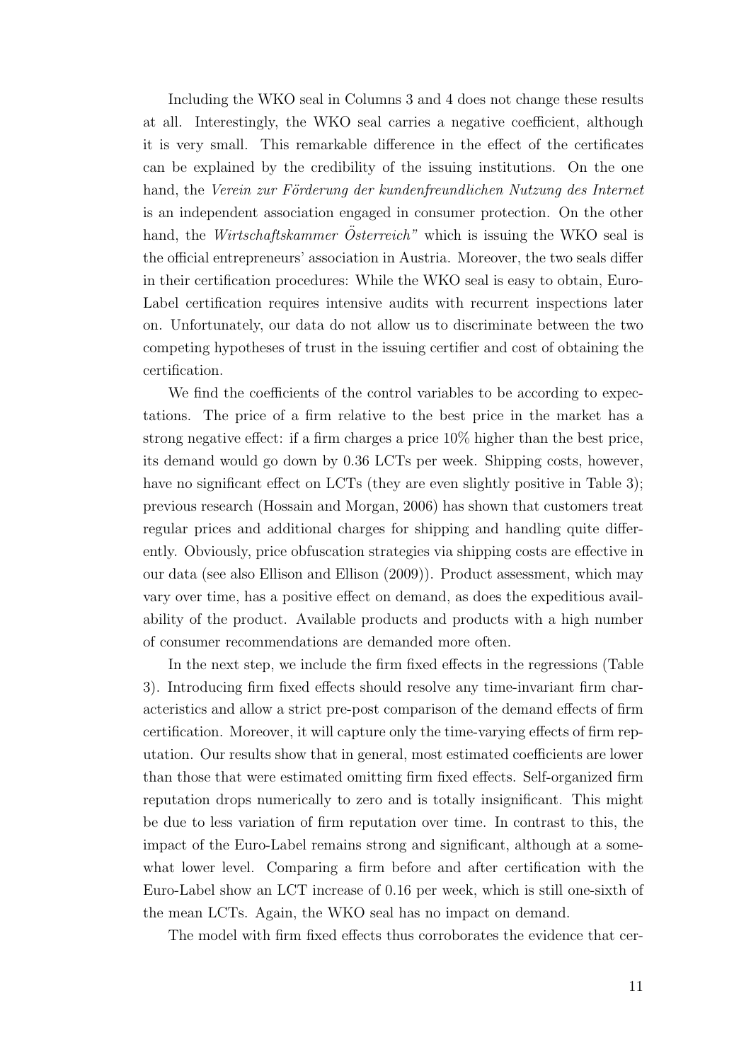Including the WKO seal in Columns 3 and 4 does not change these results at all. Interestingly, the WKO seal carries a negative coefficient, although it is very small. This remarkable difference in the effect of the certificates can be explained by the credibility of the issuing institutions. On the one hand, the *Verein zur Förderung der kundenfreundlichen Nutzung des Internet* is an independent association engaged in consumer protection. On the other hand, the *Wirtschaftskammer Österreich"* which is issuing the WKO seal is the official entrepreneurs' association in Austria. Moreover, the two seals differ in their certification procedures: While the WKO seal is easy to obtain, Euro-Label certification requires intensive audits with recurrent inspections later on. Unfortunately, our data do not allow us to discriminate between the two competing hypotheses of trust in the issuing certifier and cost of obtaining the certification.

We find the coefficients of the control variables to be according to expectations. The price of a firm relative to the best price in the market has a strong negative effect: if a firm charges a price 10% higher than the best price, its demand would go down by 0.36 LCTs per week. Shipping costs, however, have no significant effect on LCTs (they are even slightly positive in Table 3); previous research (Hossain and Morgan, 2006) has shown that customers treat regular prices and additional charges for shipping and handling quite differently. Obviously, price obfuscation strategies via shipping costs are effective in our data (see also Ellison and Ellison (2009)). Product assessment, which may vary over time, has a positive effect on demand, as does the expeditious availability of the product. Available products and products with a high number of consumer recommendations are demanded more often.

In the next step, we include the firm fixed effects in the regressions (Table 3). Introducing firm fixed effects should resolve any time-invariant firm characteristics and allow a strict pre-post comparison of the demand effects of firm certification. Moreover, it will capture only the time-varying effects of firm reputation. Our results show that in general, most estimated coefficients are lower than those that were estimated omitting firm fixed effects. Self-organized firm reputation drops numerically to zero and is totally insignificant. This might be due to less variation of firm reputation over time. In contrast to this, the impact of the Euro-Label remains strong and significant, although at a somewhat lower level. Comparing a firm before and after certification with the Euro-Label show an LCT increase of 0.16 per week, which is still one-sixth of the mean LCTs. Again, the WKO seal has no impact on demand.

The model with firm fixed effects thus corroborates the evidence that cer-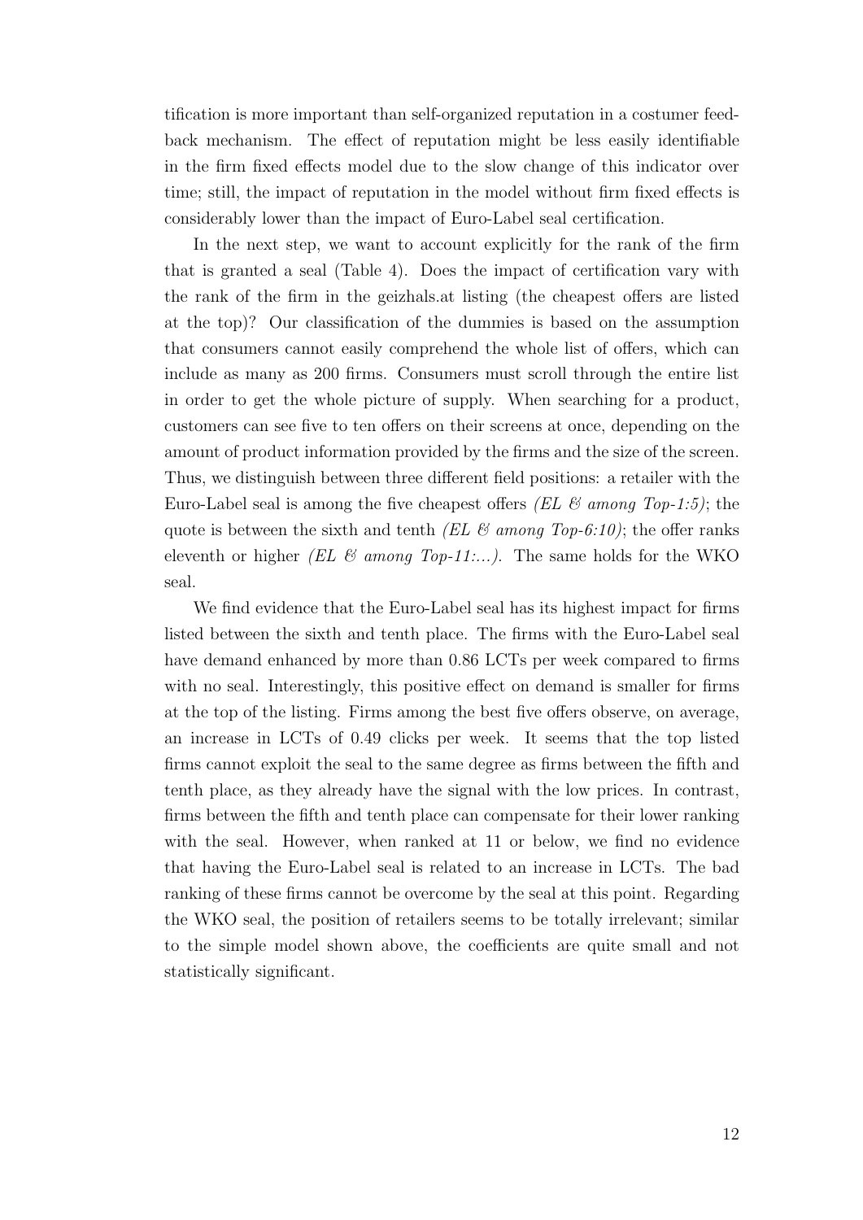tification is more important than self-organized reputation in a costumer feedback mechanism. The effect of reputation might be less easily identifiable in the firm fixed effects model due to the slow change of this indicator over time; still, the impact of reputation in the model without firm fixed effects is considerably lower than the impact of Euro-Label seal certification.

In the next step, we want to account explicitly for the rank of the firm that is granted a seal (Table 4). Does the impact of certification vary with the rank of the firm in the geizhals.at listing (the cheapest offers are listed at the top)? Our classification of the dummies is based on the assumption that consumers cannot easily comprehend the whole list of offers, which can include as many as 200 firms. Consumers must scroll through the entire list in order to get the whole picture of supply. When searching for a product, customers can see five to ten offers on their screens at once, depending on the amount of product information provided by the firms and the size of the screen. Thus, we distinguish between three different field positions: a retailer with the Euro-Label seal is among the five cheapest offers *(EL & among Top-1:5)*; the quote is between the sixth and tenth *(EL & among Top-6:10)*; the offer ranks eleventh or higher *(EL & among Top-11:...)*. The same holds for the WKO seal.

We find evidence that the Euro-Label seal has its highest impact for firms listed between the sixth and tenth place. The firms with the Euro-Label seal have demand enhanced by more than 0.86 LCTs per week compared to firms with no seal. Interestingly, this positive effect on demand is smaller for firms at the top of the listing. Firms among the best five offers observe, on average, an increase in LCTs of 0.49 clicks per week. It seems that the top listed firms cannot exploit the seal to the same degree as firms between the fifth and tenth place, as they already have the signal with the low prices. In contrast, firms between the fifth and tenth place can compensate for their lower ranking with the seal. However, when ranked at 11 or below, we find no evidence that having the Euro-Label seal is related to an increase in LCTs. The bad ranking of these firms cannot be overcome by the seal at this point. Regarding the WKO seal, the position of retailers seems to be totally irrelevant; similar to the simple model shown above, the coefficients are quite small and not statistically significant.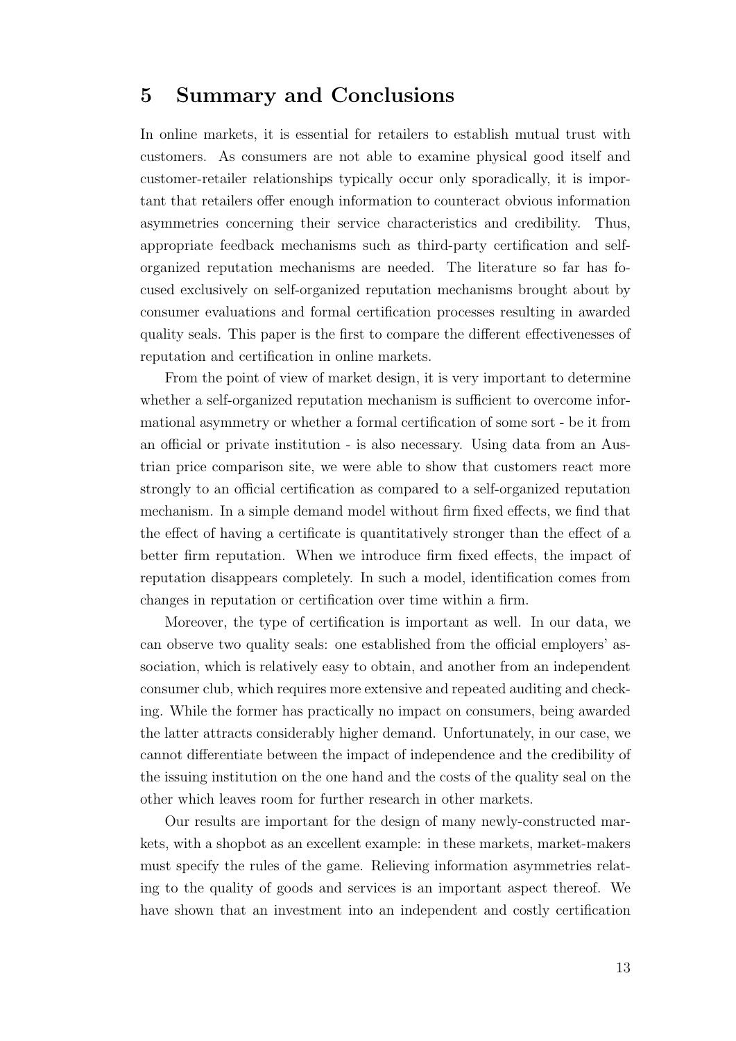## 5 Summary and Conclusions

In online markets, it is essential for retailers to establish mutual trust with customers. As consumers are not able to examine physical good itself and customer-retailer relationships typically occur only sporadically, it is important that retailers offer enough information to counteract obvious information asymmetries concerning their service characteristics and credibility. Thus, appropriate feedback mechanisms such as third-party certification and self-organized reputation mechanisms are needed. The literature so far has focused exclusively on self-organized reputation mechanisms brought about by consumer evaluations and formal certification processes resulting in awarded quality seals. This paper is the first to compare the different effectivenesses of reputation and certification in online markets.

From the point of view of market design, it is very important to determine whether a self-organized reputation mechanism is sufficient to overcome informational asymmetry or whether a formal certification of some sort - be it from an official or private institution - is also necessary. Using data from an Austrian price comparison site, we were able to show that customers react more strongly to an official certification as compared to a self-organized reputation mechanism. In a simple demand model without firm fixed effects, we find that the effect of having a certificate is quantitatively stronger than the effect of a better firm reputation. When we introduce firm fixed effects, the impact of reputation disappears completely. In such a model, identification comes from changes in reputation or certification over time within a firm.

Moreover, the type of certification is important as well. In our data, we can observe two quality seals: one established from the official employers' association, which is relatively easy to obtain, and another from an independent consumer club, which requires more extensive and repeated auditing and checking. While the former has practically no impact on consumers, being awarded the latter attracts considerably higher demand. Unfortunately, in our case, we cannot differentiate between the impact of independence and the credibility of the issuing institution on the one hand and the costs of the quality seal on the other which leaves room for further research in other markets.

Our results are important for the design of many newly-constructed markets, with a shopbot as an excellent example: in these markets, market-makers must specify the rules of the game. Relieving information asymmetries relating to the quality of goods and services is an important aspect thereof. We have shown that an investment into an independent and costly certification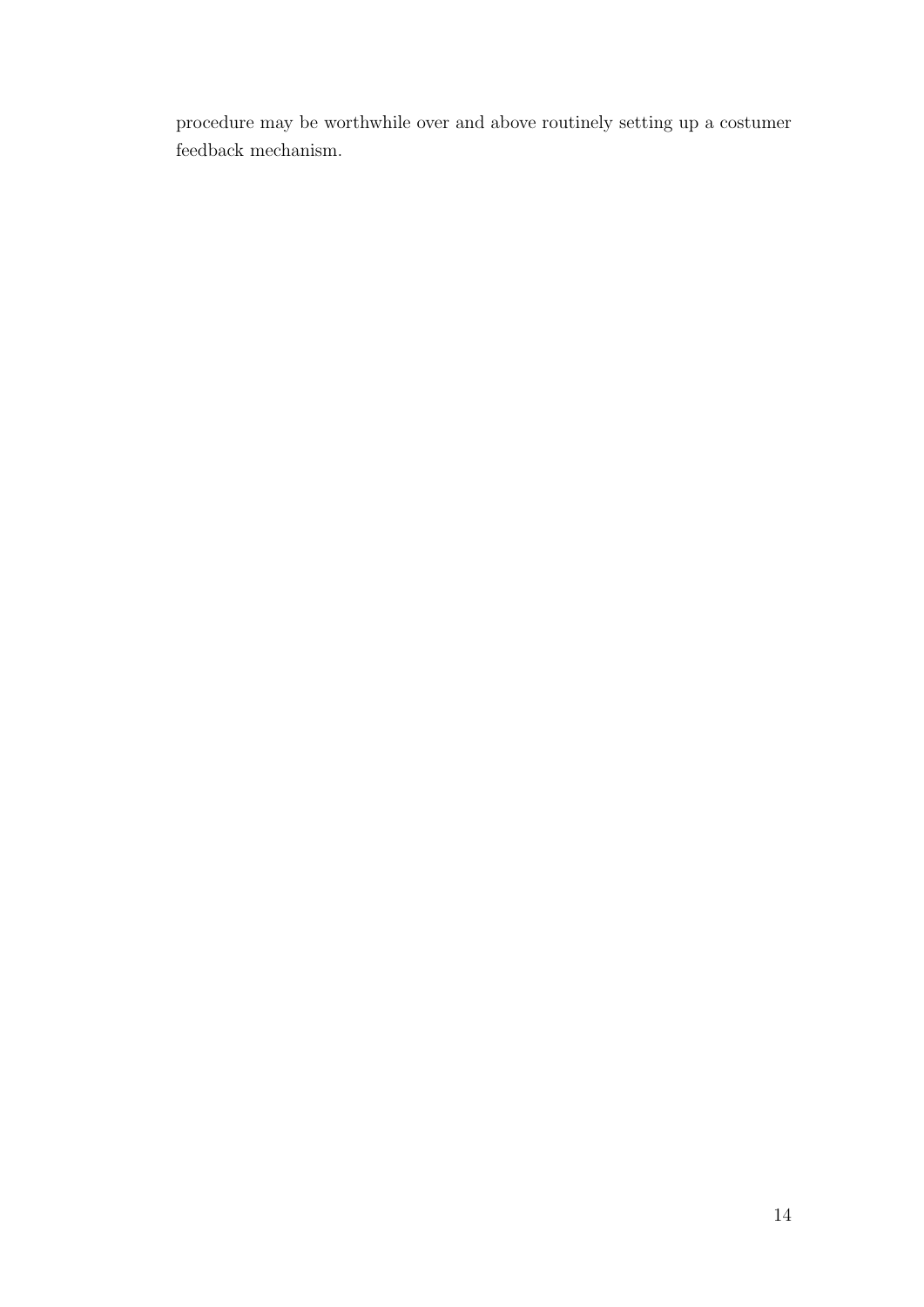procedure may be worthwhile over and above routinely setting up a costumer feedback mechanism.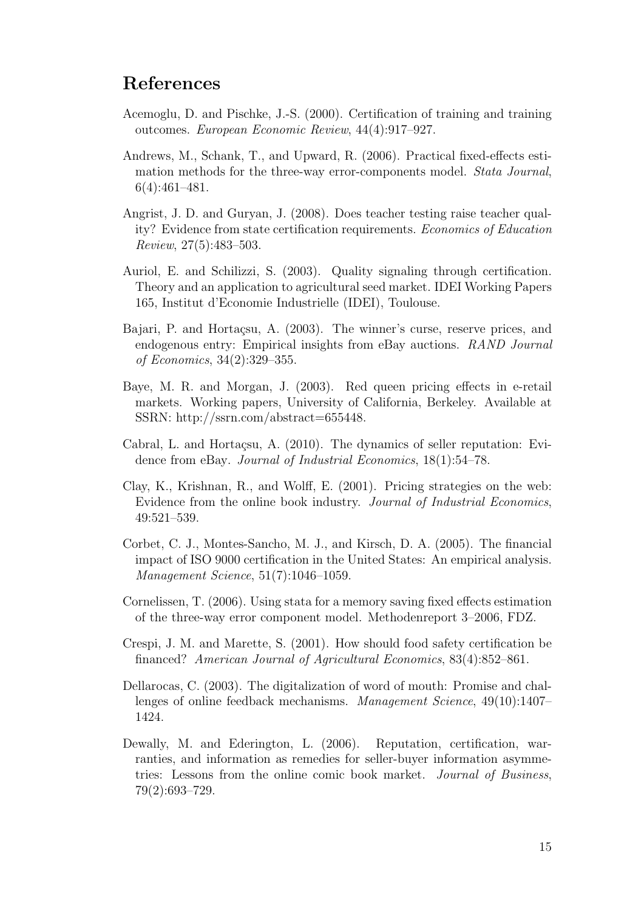# References

Acemoglu, D. and Pischke, J.-S. (2000). Certification of training and training outcomes. *European Economic Review*, 44(4):917–927.

Andrews, M., Schank, T., and Upward, R. (2006). Practical fixed-effects estimation methods for the three-way error-components model. *Stata Journal*, 6(4):461–481.

Angrist, J. D. and Guryan, J. (2008). Does teacher testing raise teacher quality? Evidence from state certification requirements. *Economics of Education Review*, 27(5):483–503.

Auriol, E. and Schilizzi, S. (2003). Quality signaling through certification. Theory and an application to agricultural seed market. IDEI Working Papers 165, Institut d'Economie Industrielle (IDEI), Toulouse.

Bajari, P. and Hortaçsu, A. (2003). The winner's curse, reserve prices, and endogenous entry: Empirical insights from eBay auctions. *RAND Journal of Economics*, 34(2):329–355.

Baye, M. R. and Morgan, J. (2003). Red queen pricing effects in e-retail markets. Working papers, University of California, Berkeley. Available at SSRN: http://ssrn.com/abstract=655448.

Cabral, L. and Hortaçsu, A. (2010). The dynamics of seller reputation: Evidence from eBay. *Journal of Industrial Economics*, 18(1):54–78.

Clay, K., Krishnan, R., and Wolff, E. (2001). Pricing strategies on the web: Evidence from the online book industry. *Journal of Industrial Economics*, 49:521–539.

Corbet, C. J., Montes-Sancho, M. J., and Kirsch, D. A. (2005). The financial impact of ISO 9000 certification in the United States: An empirical analysis. *Management Science*, 51(7):1046–1059.

Cornelissen, T. (2006). Using stata for a memory saving fixed effects estimation of the three-way error component model. Methodenreport 3–2006, FDZ.

Crespi, J. M. and Marette, S. (2001). How should food safety certification be financed? *American Journal of Agricultural Economics*, 83(4):852–861.

Dellarocas, C. (2003). The digitalization of word of mouth: Promise and challenges of online feedback mechanisms. *Management Science*, 49(10):1407–1424.

Dewally, M. and Ederington, L. (2006). Reputation, certification, warranties, and information as remedies for seller-buyer information asymmetries: Lessons from the online comic book market. *Journal of Business*, 79(2):693–729.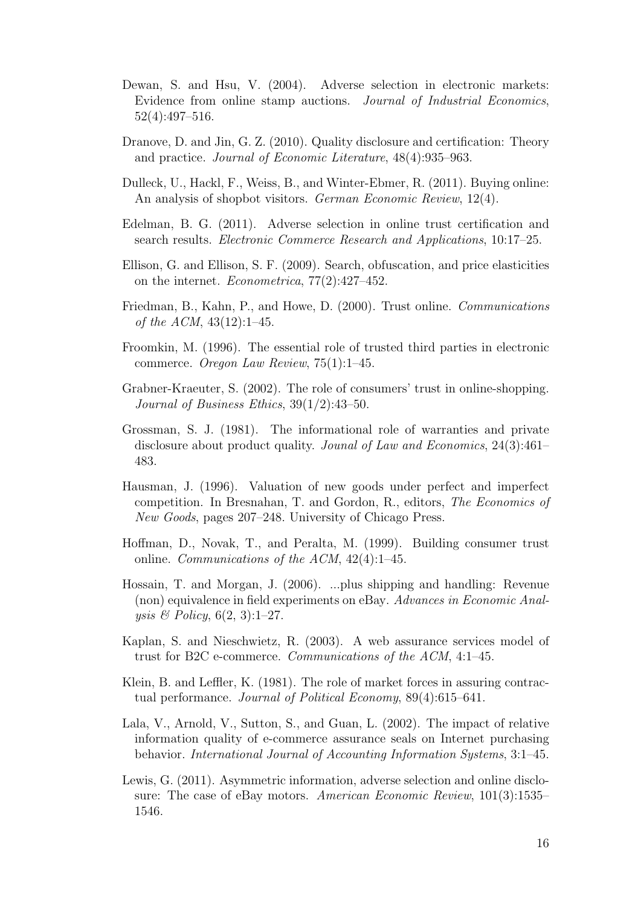Dewan, S. and Hsu, V. (2004). Adverse selection in electronic markets: Evidence from online stamp auctions. *Journal of Industrial Economics*, 52(4):497–516.

Dranove, D. and Jin, G. Z. (2010). Quality disclosure and certification: Theory and practice. *Journal of Economic Literature*, 48(4):935–963.

Dulleck, U., Hackl, F., Weiss, B., and Winter-Ebmer, R. (2011). Buying online: An analysis of shopbot visitors. *German Economic Review*, 12(4).

Edelman, B. G. (2011). Adverse selection in online trust certification and search results. *Electronic Commerce Research and Applications*, 10:17–25.

Ellison, G. and Ellison, S. F. (2009). Search, obfuscation, and price elasticities on the internet. *Econometrica*, 77(2):427–452.

Friedman, B., Kahn, P., and Howe, D. (2000). Trust online. *Communications of the ACM*, 43(12):1–45.

Froomkin, M. (1996). The essential role of trusted third parties in electronic commerce. *Oregon Law Review*, 75(1):1–45.

Grabner-Kraeuter, S. (2002). The role of consumers' trust in online-shopping. *Journal of Business Ethics*, 39(1/2):43–50.

Grossman, S. J. (1981). The informational role of warranties and private disclosure about product quality. *Jounal of Law and Economics*, 24(3):461–483.

Hausman, J. (1996). Valuation of new goods under perfect and imperfect competition. In Bresnahan, T. and Gordon, R., editors, *The Economics of New Goods*, pages 207–248. University of Chicago Press.

Hoffman, D., Novak, T., and Peralta, M. (1999). Building consumer trust online. *Communications of the ACM*, 42(4):1–45.

Hossain, T. and Morgan, J. (2006). ...plus shipping and handling: Revenue (non) equivalence in field experiments on eBay. *Advances in Economic Analysis & Policy*, 6(2, 3):1–27.

Kaplan, S. and Nieschwietz, R. (2003). A web assurance services model of trust for B2C e-commerce. *Communications of the ACM*, 4:1–45.

Klein, B. and Leffler, K. (1981). The role of market forces in assuring contractual performance. *Journal of Political Economy*, 89(4):615–641.

Lala, V., Arnold, V., Sutton, S., and Guan, L. (2002). The impact of relative information quality of e-commerce assurance seals on Internet purchasing behavior. *International Journal of Accounting Information Systems*, 3:1–45.

Lewis, G. (2011). Asymmetric information, adverse selection and online disclosure: The case of eBay motors. *American Economic Review*, 101(3):1535–1546.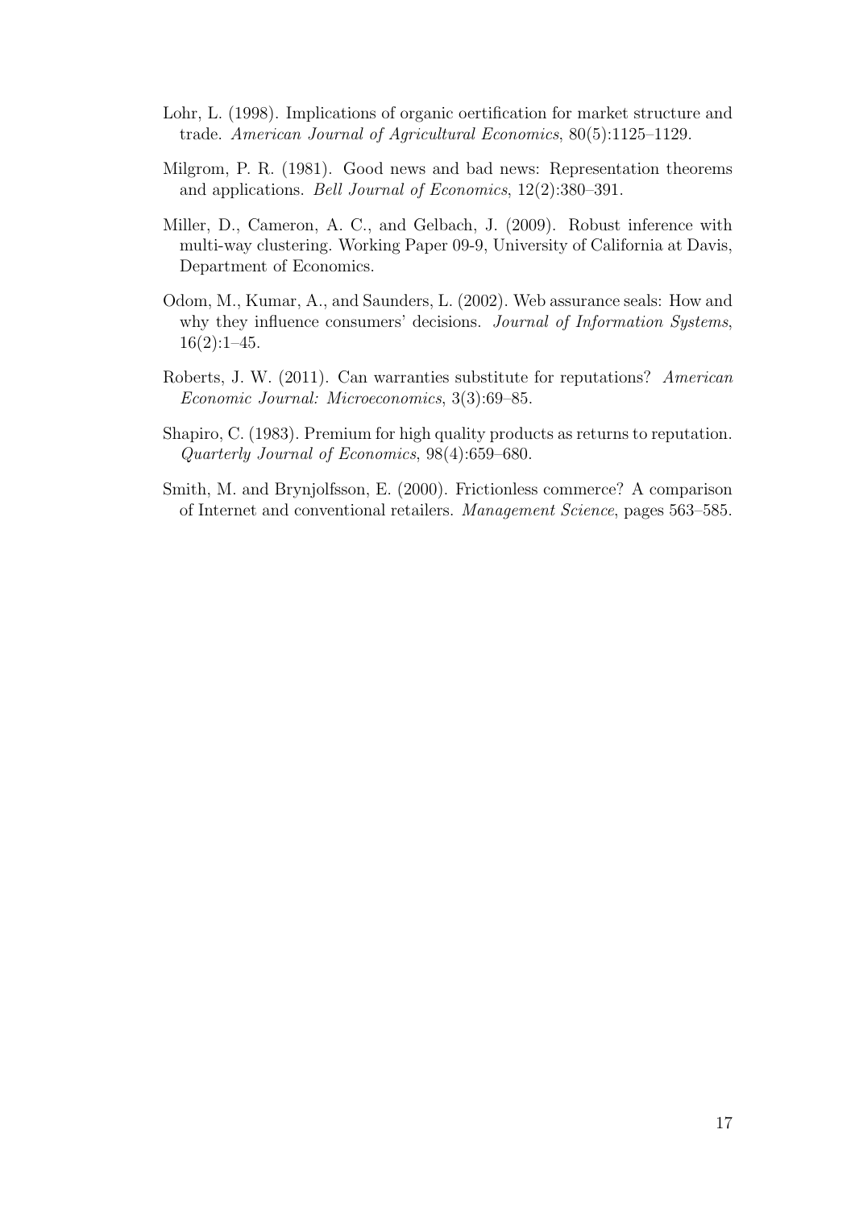Lohr, L. (1998). Implications of organic oertification for market structure and trade. *American Journal of Agricultural Economics*, 80(5):1125–1129.

Milgrom, P. R. (1981). Good news and bad news: Representation theorems and applications. *Bell Journal of Economics*, 12(2):380–391.

Miller, D., Cameron, A. C., and Gelbach, J. (2009). Robust inference with multi-way clustering. Working Paper 09-9, University of California at Davis, Department of Economics.

Odom, M., Kumar, A., and Saunders, L. (2002). Web assurance seals: How and why they influence consumers' decisions. *Journal of Information Systems*, 16(2):1–45.

Roberts, J. W. (2011). Can warranties substitute for reputations? *American Economic Journal: Microeconomics*, 3(3):69–85.

Shapiro, C. (1983). Premium for high quality products as returns to reputation. *Quarterly Journal of Economics*, 98(4):659–680.

Smith, M. and Brynjolfsson, E. (2000). Frictionless commerce? A comparison of Internet and conventional retailers. *Management Science*, pages 563–585.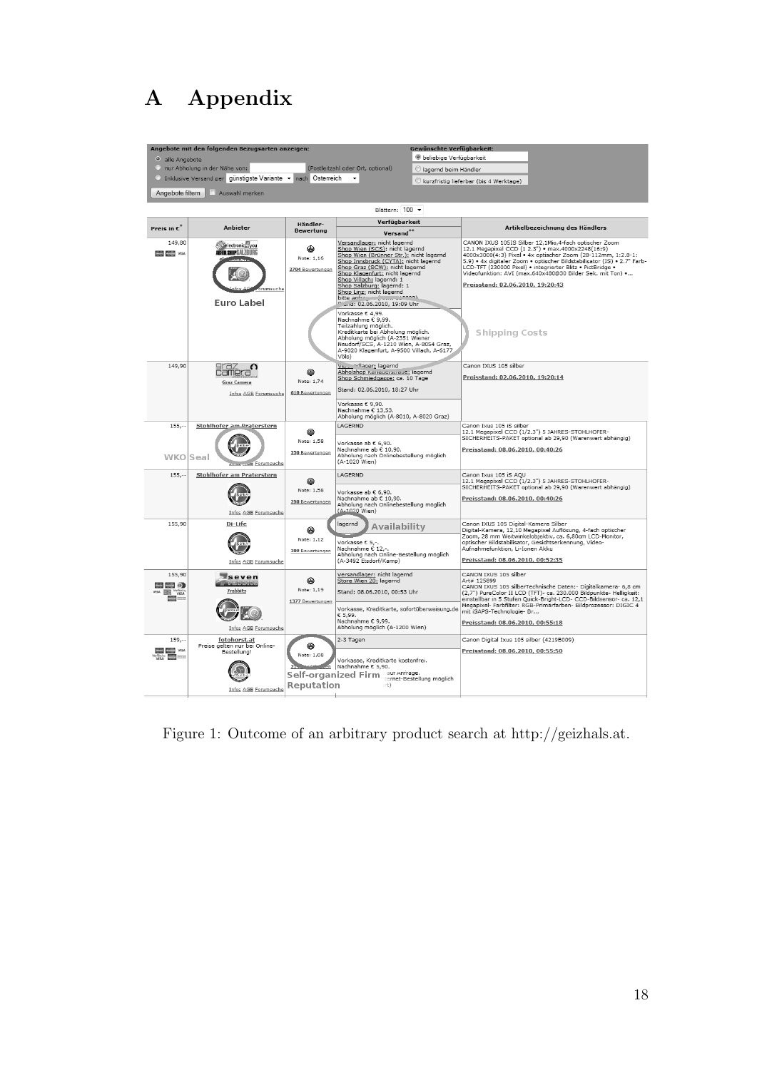# A Appendix

Figure 1: Outcome of an arbitrary product search at http://geizhals.at.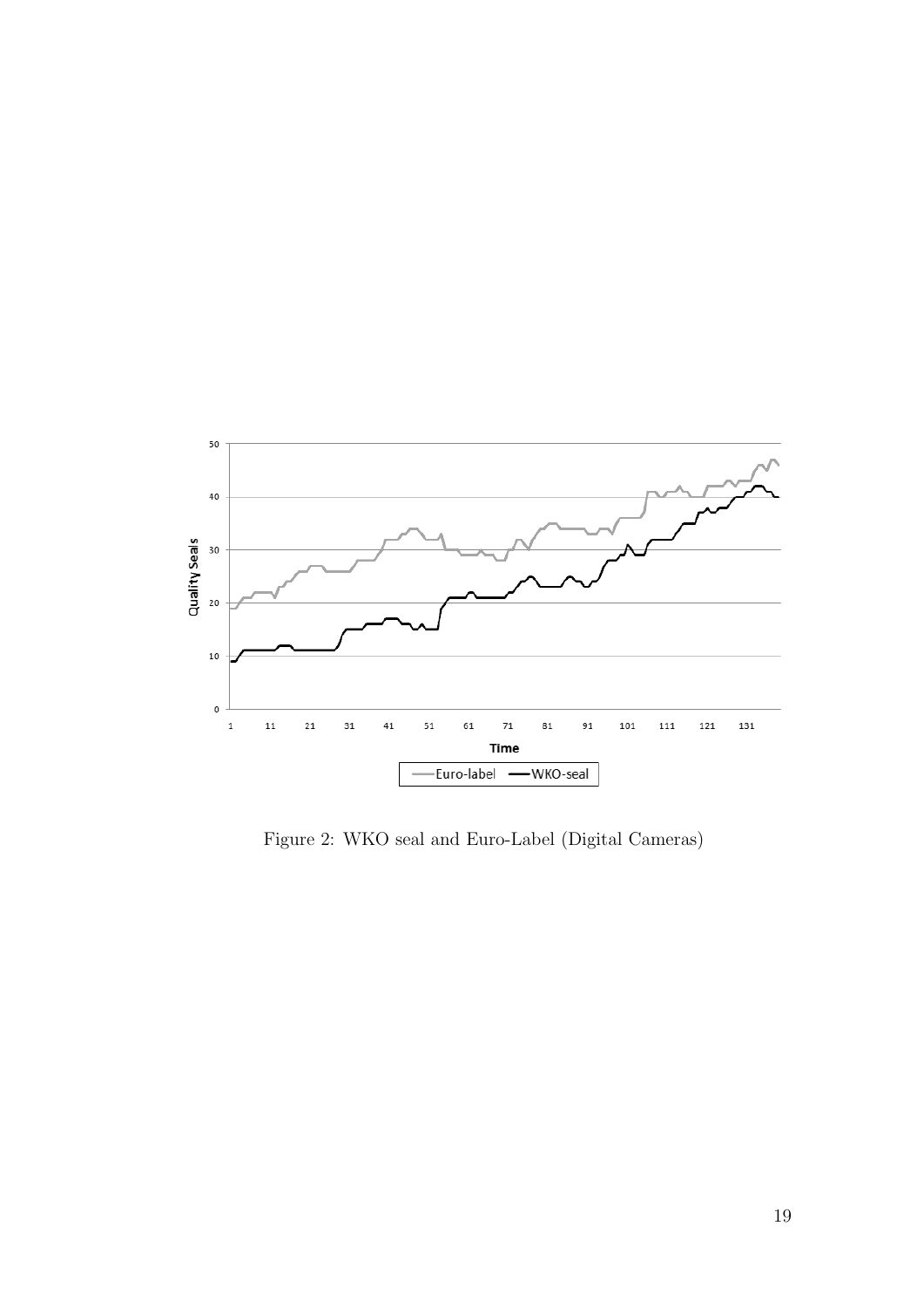Figure 2: WKO seal and Euro-Label (Digital Cameras)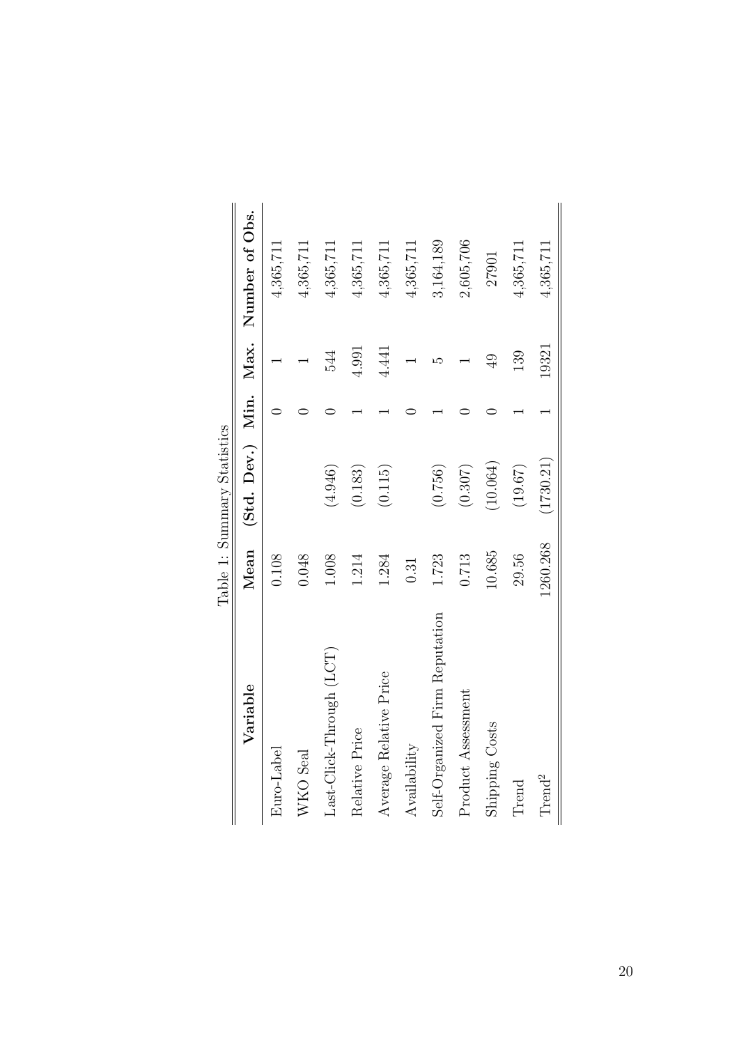Table 1: Summary Statistics

| Variable | Mean | (Std. Dev.) | Min. | Max. | Number of Obs. |
|---|---|---|---|---|---|
| Euro-Label | 0.108 | | 0 | 1 | 4,365,711 |
| WKO Seal | 0.048 | | 0 | 1 | 4,365,711 |
| Last-Click-Through (LCT) | 1.008 | (4.946) | 0 | 544 | 4,365,711 |
| Relative Price | 1.214 | (0.183) | 1 | 4.991 | 4,365,711 |
| Average Relative Price | 1.284 | (0.115) | 1 | 4.441 | 4,365,711 |
| Availability | 0.31 | | 0 | 1 | 4,365,711 |
| Self-Organized Firm Reputation | 1.723 | (0.756) | 1 | 5 | 3,164,189 |
| Product Assessment | 0.713 | (0.307) | 0 | 1 | 2,605,706 |
| Shipping Costs | 10.685 | (10.064) | 0 | 49 | 27901 |
| Trend | 29.56 | (19.67) | 1 | 139 | 4,365,711 |
| $\text{Trend}^2$ | 1260.268 | (1730.21) | 1 | 19321 | 4,365,711 |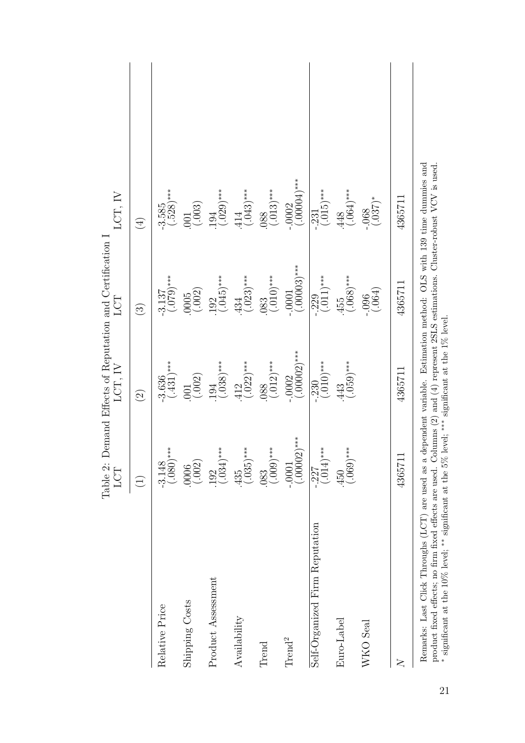Table 2: Demand Effects of Reputation and Certification I

| | LCT | LCT, IV | LCT | LCT, IV |
|---|---|---|---|---|
| | (1) | (2) | (3) | (4) |
| Relative Price | -3.148 | -3.636 | -3.137 | -3.585 |
| | (.080)*** | (.431)*** | (.079)*** | (.528)*** |
| Shipping Costs | .0006 | .001 | .0005 | .001 |
| | (.002) | (.002) | (.002) | (.003) |
| Product Assessment | .192 | .194 | .192 | .194 |
| | (.034)*** | (.038)*** | (.045)*** | (.029)*** |
| Availability | .435 | .412 | .434 | .414 |
| | (.035)*** | (.022)*** | (.023)*** | (.043)*** |
| Trend | .083 | .088 | .083 | .088 |
| | (.009)*** | (.012)*** | (.010)*** | (.013)*** |
| Trend$^2$ | -.0001 | -.0002 | -.0001 | -.0002 |
| | (.00002)*** | (.00002)*** | (.00003)*** | (.00004)*** |
| Self-Organized Firm Reputation | -.227 | -.230 | -.229 | -.231 |
| | (.014)*** | (.010)*** | (.011)*** | (.015)*** |
| Euro-Label | .450 | .443 | .455 | .448 |
| | (.069)*** | (.059)*** | (.068)*** | (.064)*** |
| WKO Seal | | | -.096 | -.068 |
| | | | (.064) | (.037)* |
| $N$ | 4365711 | 4365711 | 4365711 | 4365711 |

Remarks: Last Click Throughs (LCT) are used as a dependent variable. Estimation method: OLS with 139 time dummies and product fixed effects; no firm fixed effects are used. Columns (2) and (4) represent 2SLS estimations. Cluster-robust VCV is used.
* significant at the 10% level; ** significant at the 5% level; *** significant at the 1% level.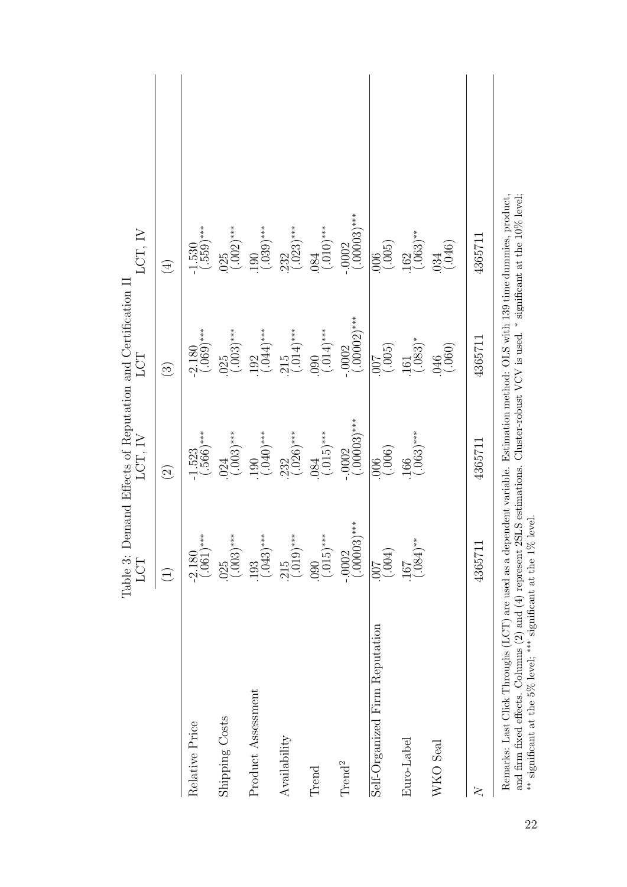Table 3: Demand Effects of Reputation and Certification II

| | LCT | LCT, IV | LCT | LCT, IV |
|---|---|---|---|---|
| | (1) | (2) | (3) | (4) |
| Relative Price | -2.180<br>(.061)*** | -1.523<br>(.566)*** | -2.180<br>(.069)*** | -1.530<br>(.559)*** |
| Shipping Costs | .025<br>(.003)*** | .024<br>(.003)*** | .025<br>(.003)*** | .025<br>(.002)*** |
| Product Assessment | .193<br>(.043)*** | .190<br>(.040)*** | .192<br>(.044)*** | .190<br>(.039)*** |
| Availability | .215<br>(.019)*** | .232<br>(.026)*** | .215<br>(.014)*** | .232<br>(.023)*** |
| Trend | .090<br>(.015)*** | .084<br>(.015)*** | .090<br>(.014)*** | .084<br>(.010)*** |
| Trend$^2$ | -.0002<br>(.00003)*** | -.0002<br>(.00003)*** | -.0002<br>(.00002)*** | -.0002<br>(.00003)*** |
| Self-Organized Firm Reputation | .007<br>(.004) | .006<br>(.006) | .007<br>(.005) | .006<br>(.005) |
| Euro-Label | .167<br>(.084)** | .166<br>(.063)*** | .161<br>(.083)* | .162<br>(.063)** |
| WKO Seal | | | .046<br>(.060) | .034<br>(.046) |
| $N$ | 4365711 | 4365711 | 4365711 | 4365711 |

Remarks: Last Click Throughs (LCT) are used as a dependent variable. Estimation method: OLS with 139 time dummies, product, and firm fixed effects. Columns (2) and (4) represent 2SLS estimations. Cluster-robust VCV is used. * significant at the 10% level; ** significant at the 5% level; *** significant at the 1% level.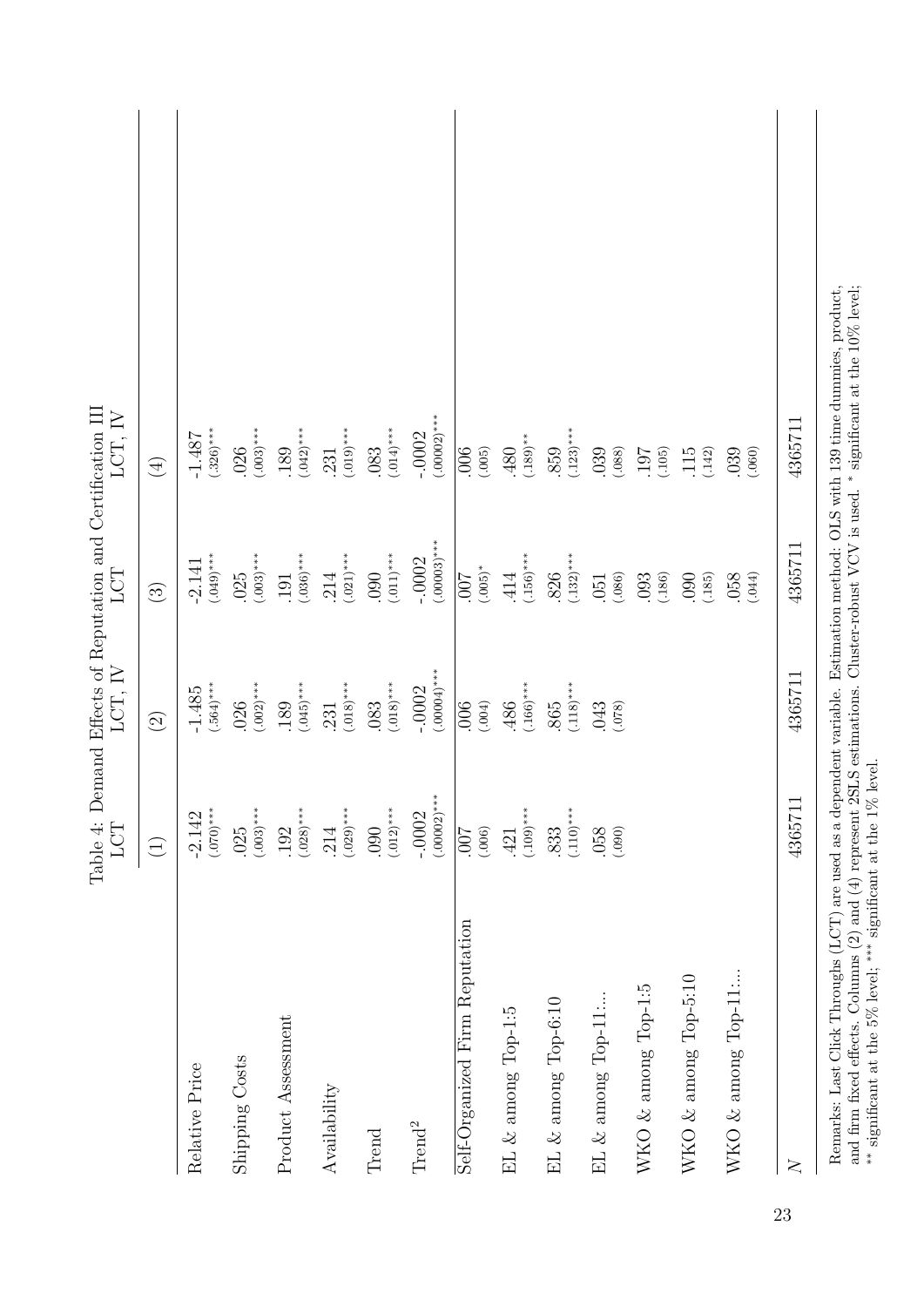Table 4: Demand Effects of Reputation and Certification III

| | LCT | LCT, IV | LCT | LCT, IV |
|---|---|---|---|---|
| | (1) | (2) | (3) | (4) |
| Relative Price | -2.142 (.070)*** | -1.485 (.564)*** | -2.141 (.049)*** | -1.487 (.326)*** |
| Shipping Costs | .025 (.003)*** | .026 (.002)*** | .025 (.003)*** | .026 (.003)*** |
| Product Assessment | .192 (.028)*** | .189 (.045)*** | .191 (.036)*** | .189 (.042)*** |
| Availability | .214 (.029)*** | .231 (.018)*** | .214 (.021)*** | .231 (.019)*** |
| Trend | .090 (.012)*** | .083 (.018)*** | .090 (.011)*** | .083 (.014)*** |
| Trend$^2$ | -.0002 (.00002)*** | -.0002 (.00004)*** | -.0002 (.00003)*** | -.0002 (.00002)*** |
| Self-Organized Firm Reputation | .007 (.006) | .006 (.004) | .007 (.005)* | .006 (.005) |
| EL & among Top-1:5 | .421 (.109)*** | .486 (.166)*** | .414 (.156)*** | .480 (.189)** |
| EL & among Top-6:10 | .833 (.110)*** | .865 (.118)*** | .826 (.132)*** | .859 (.123)*** |
| EL & among Top-11:... | .058 (.090) | .043 (.078) | .051 (.086) | .039 (.088) |
| WKO & among Top-1:5 | | | .093 (.186) | .197 (.105) |
| WKO & among Top-5:10 | | | .090 (.185) | .115 (.142) |
| WKO & among Top-11:... | | | .058 (.044) | .039 (.060) |
| $N$ | 4365711 | 4365711 | 4365711 | 4365711 |

Remarks: Last Click Throughs (LCT) are used as a dependent variable. Estimation method: OLS with 139 time dummies, product, and firm fixed effects. Columns (2) and (4) represent 2SLS estimations. Cluster-robust VCV is used. * significant at the 10% level; ** significant at the 5% level; *** significant at the 1% level.